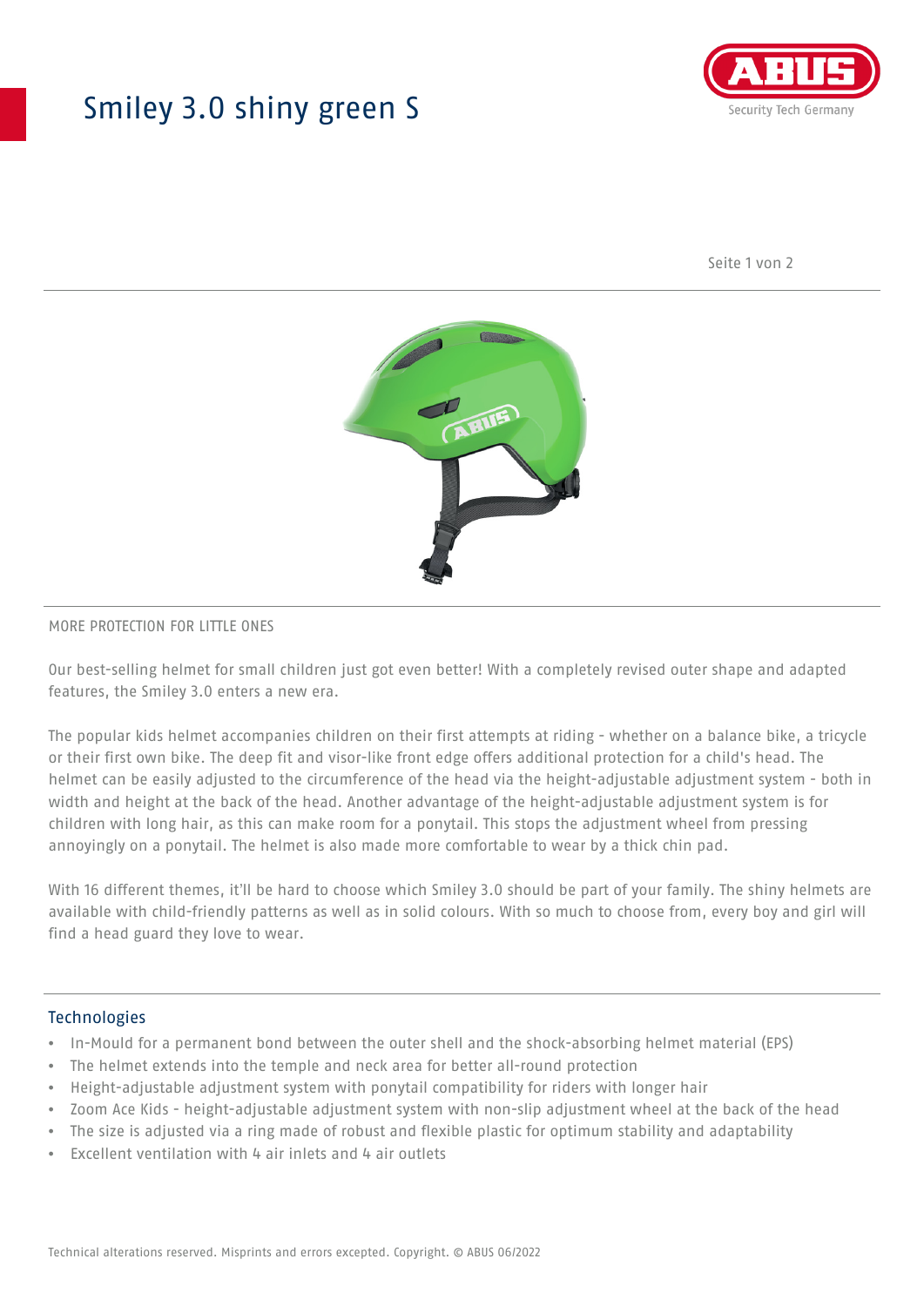# Smiley 3.0 shiny green S

MORE PROTECTION FOR LITTLE ONES

Our best-selling helmet for small children just got even better! With a completely revised outer shape and adapted features, the Smiley 3.0 enters a new era.

The popular kids helmet accompanies children on their first attempts at riding - whether on a balance bike, a tricycle or their first own bike. The deep fit and visor-like front edge offers additional protection for a child's head. The helmet can be easily adjusted to the circumference of the head via the height-adjustable adjustment system - both in width and height at the back of the head. Another advantage of the height-adjustable adjustment system is for children with long hair, as this can make room for a ponytail. This stops the adjustment wheel from pressing annoyingly on a ponytail. The helmet is also made more comfortable to wear by a thick chin pad.

With 16 different themes, it'll be hard to choose which Smiley 3.0 should be part of your family. The shiny helmets are available with child-friendly patterns as well as in solid colours. With so much to choose from, every boy and girl will find a head guard they love to wear.

## Technologies

- In-Mould for a permanent bond between the outer shell and the shock-absorbing helmet material (EPS)
- The helmet extends into the temple and neck area for better all-round protection
- Height-adjustable adjustment system with ponytail compatibility for riders with longer hair
- Zoom Ace Kids - height-adjustable adjustment system with non-slip adjustment wheel at the back of the head
- The size is adjusted via a ring made of robust and flexible plastic for optimum stability and adaptability
- Excellent ventilation with 4 air inlets and 4 air outlets

Technical alterations reserved. Misprints and errors excepted. Copyright. © ABUS 06/2022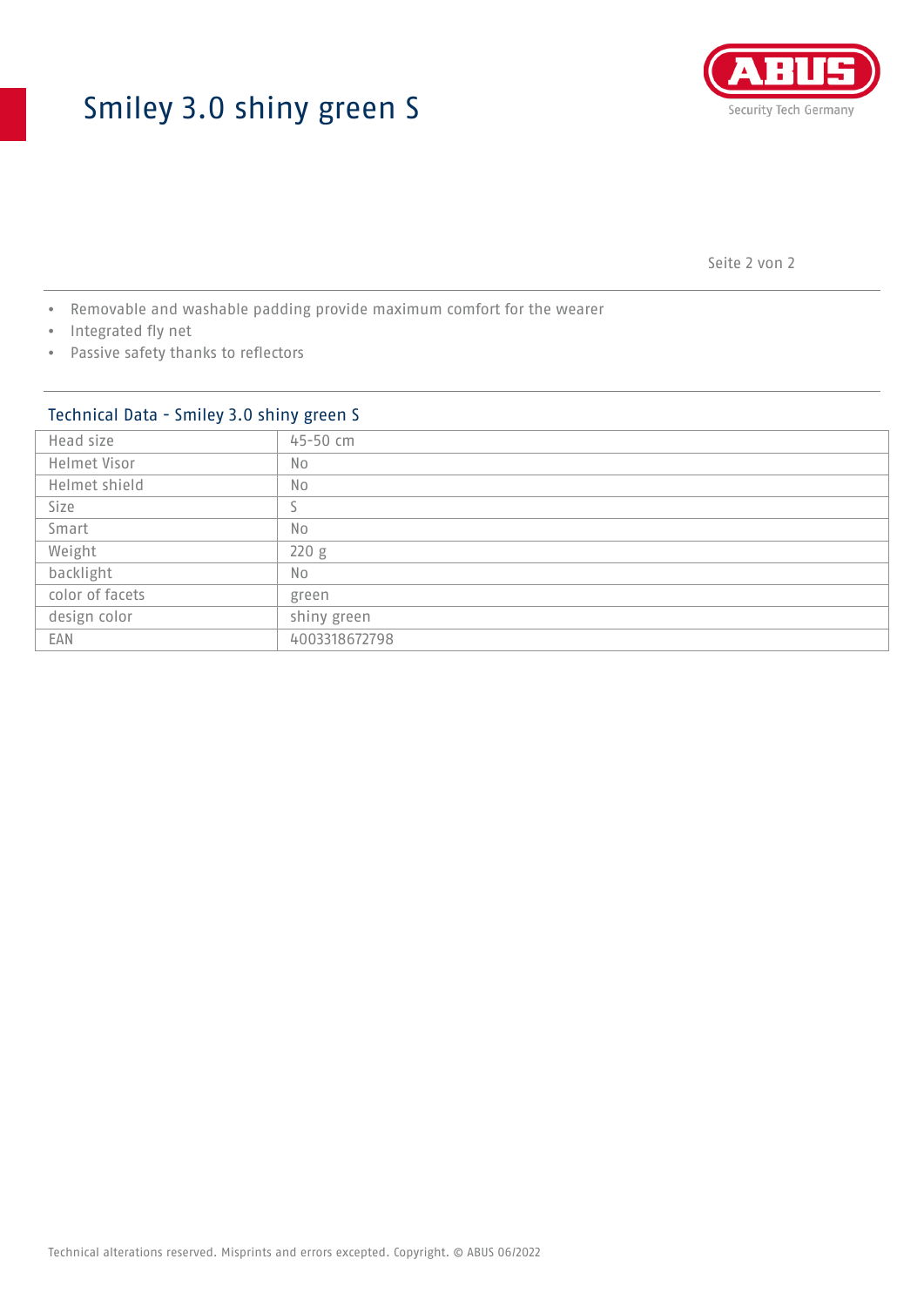# Smiley 3.0 shiny green S

- Removable and washable padding provide maximum comfort for the wearer
- Integrated fly net
- Passive safety thanks to reflectors

## Technical Data - Smiley 3.0 shiny green S

| | |
|---|---|
| Head size | 45-50 cm |
| Helmet Visor | No |
| Helmet shield | No |
| Size | S |
| Smart | No |
| Weight | 220 g |
| backlight | No |
| color of facets | green |
| design color | shiny green |
| EAN | 4003318672798 |

Technical alterations reserved. Misprints and errors excepted. Copyright. © ABUS 06/2022